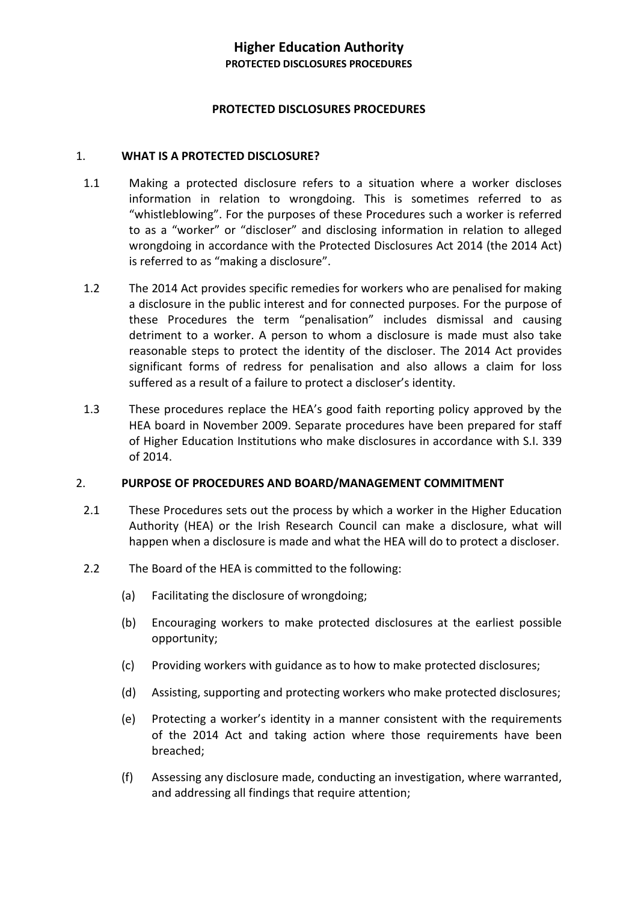# Higher Education Authority

**PROTECTED DISCLOSURES PROCEDURES**

## PROTECTED DISCLOSURES PROCEDURES

### 1. WHAT IS A PROTECTED DISCLOSURE?

1.1 Making a protected disclosure refers to a situation where a worker discloses information in relation to wrongdoing. This is sometimes referred to as "whistleblowing". For the purposes of these Procedures such a worker is referred to as a "worker" or "discloser" and disclosing information in relation to alleged wrongdoing in accordance with the Protected Disclosures Act 2014 (the 2014 Act) is referred to as "making a disclosure".

1.2 The 2014 Act provides specific remedies for workers who are penalised for making a disclosure in the public interest and for connected purposes. For the purpose of these Procedures the term "penalisation" includes dismissal and causing detriment to a worker. A person to whom a disclosure is made must also take reasonable steps to protect the identity of the discloser. The 2014 Act provides significant forms of redress for penalisation and also allows a claim for loss suffered as a result of a failure to protect a discloser's identity.

1.3 These procedures replace the HEA's good faith reporting policy approved by the HEA board in November 2009. Separate procedures have been prepared for staff of Higher Education Institutions who make disclosures in accordance with S.I. 339 of 2014.

### 2. PURPOSE OF PROCEDURES AND BOARD/MANAGEMENT COMMITMENT

2.1 These Procedures sets out the process by which a worker in the Higher Education Authority (HEA) or the Irish Research Council can make a disclosure, what will happen when a disclosure is made and what the HEA will do to protect a discloser.

2.2 The Board of the HEA is committed to the following:

(a) Facilitating the disclosure of wrongdoing;

(b) Encouraging workers to make protected disclosures at the earliest possible opportunity;

(c) Providing workers with guidance as to how to make protected disclosures;

(d) Assisting, supporting and protecting workers who make protected disclosures;

(e) Protecting a worker's identity in a manner consistent with the requirements of the 2014 Act and taking action where those requirements have been breached;

(f) Assessing any disclosure made, conducting an investigation, where warranted, and addressing all findings that require attention;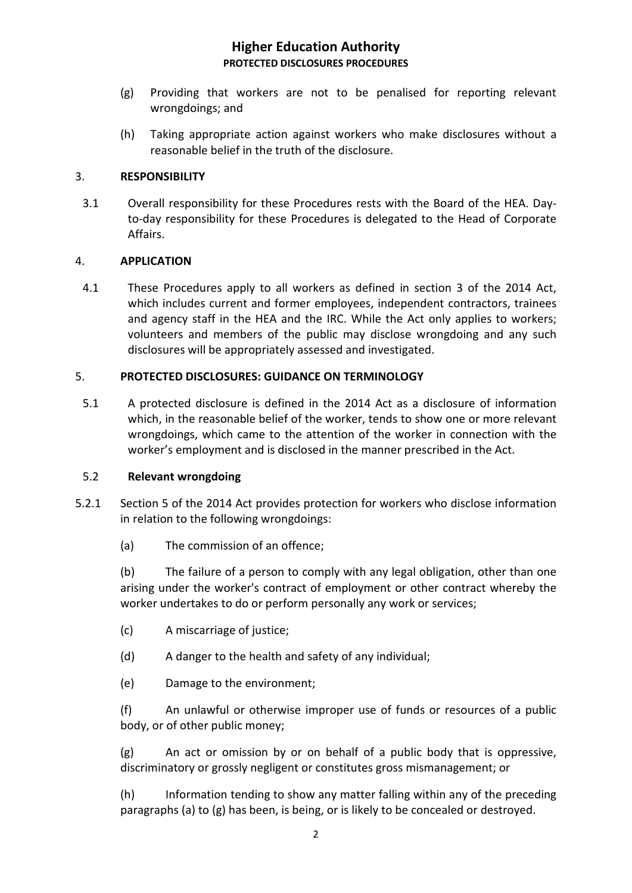(g) Providing that workers are not to be penalised for reporting relevant wrongdoings; and

(h) Taking appropriate action against workers who make disclosures without a reasonable belief in the truth of the disclosure.

## 3. RESPONSIBILITY

3.1 Overall responsibility for these Procedures rests with the Board of the HEA. Day-to-day responsibility for these Procedures is delegated to the Head of Corporate Affairs.

## 4. APPLICATION

4.1 These Procedures apply to all workers as defined in section 3 of the 2014 Act, which includes current and former employees, independent contractors, trainees and agency staff in the HEA and the IRC. While the Act only applies to workers; volunteers and members of the public may disclose wrongdoing and any such disclosures will be appropriately assessed and investigated.

## 5. PROTECTED DISCLOSURES: GUIDANCE ON TERMINOLOGY

5.1 A protected disclosure is defined in the 2014 Act as a disclosure of information which, in the reasonable belief of the worker, tends to show one or more relevant wrongdoings, which came to the attention of the worker in connection with the worker's employment and is disclosed in the manner prescribed in the Act.

### 5.2 Relevant wrongdoing

5.2.1 Section 5 of the 2014 Act provides protection for workers who disclose information in relation to the following wrongdoings:

(a) The commission of an offence;

(b) The failure of a person to comply with any legal obligation, other than one arising under the worker's contract of employment or other contract whereby the worker undertakes to do or perform personally any work or services;

(c) A miscarriage of justice;

(d) A danger to the health and safety of any individual;

(e) Damage to the environment;

(f) An unlawful or otherwise improper use of funds or resources of a public body, or of other public money;

(g) An act or omission by or on behalf of a public body that is oppressive, discriminatory or grossly negligent or constitutes gross mismanagement; or

(h) Information tending to show any matter falling within any of the preceding paragraphs (a) to (g) has been, is being, or is likely to be concealed or destroyed.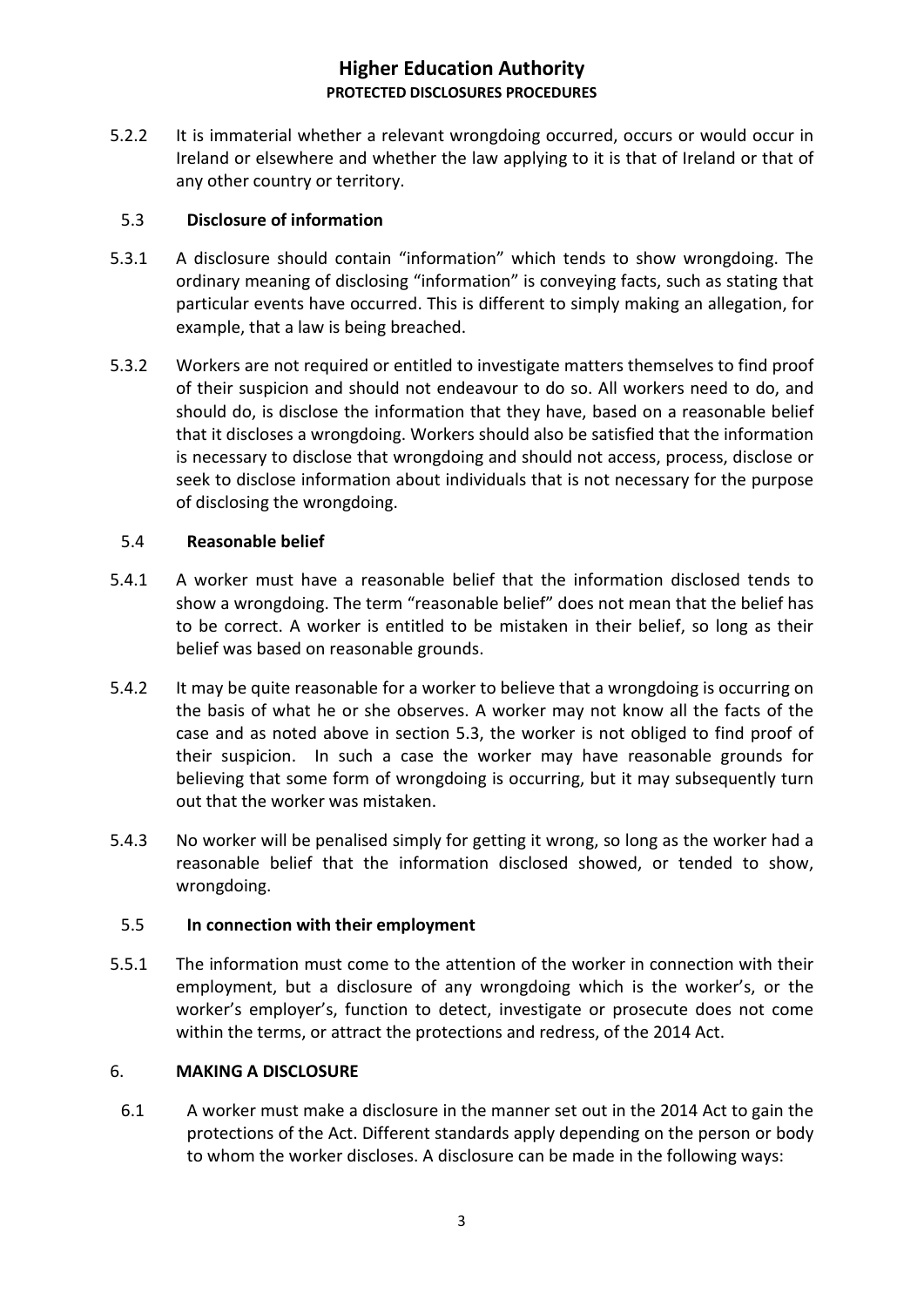5.2.2 It is immaterial whether a relevant wrongdoing occurred, occurs or would occur in Ireland or elsewhere and whether the law applying to it is that of Ireland or that of any other country or territory.

### 5.3 Disclosure of information

5.3.1 A disclosure should contain "information" which tends to show wrongdoing. The ordinary meaning of disclosing "information" is conveying facts, such as stating that particular events have occurred. This is different to simply making an allegation, for example, that a law is being breached.

5.3.2 Workers are not required or entitled to investigate matters themselves to find proof of their suspicion and should not endeavour to do so. All workers need to do, and should do, is disclose the information that they have, based on a reasonable belief that it discloses a wrongdoing. Workers should also be satisfied that the information is necessary to disclose that wrongdoing and should not access, process, disclose or seek to disclose information about individuals that is not necessary for the purpose of disclosing the wrongdoing.

### 5.4 Reasonable belief

5.4.1 A worker must have a reasonable belief that the information disclosed tends to show a wrongdoing. The term "reasonable belief" does not mean that the belief has to be correct. A worker is entitled to be mistaken in their belief, so long as their belief was based on reasonable grounds.

5.4.2 It may be quite reasonable for a worker to believe that a wrongdoing is occurring on the basis of what he or she observes. A worker may not know all the facts of the case and as noted above in section 5.3, the worker is not obliged to find proof of their suspicion. In such a case the worker may have reasonable grounds for believing that some form of wrongdoing is occurring, but it may subsequently turn out that the worker was mistaken.

5.4.3 No worker will be penalised simply for getting it wrong, so long as the worker had a reasonable belief that the information disclosed showed, or tended to show, wrongdoing.

### 5.5 In connection with their employment

5.5.1 The information must come to the attention of the worker in connection with their employment, but a disclosure of any wrongdoing which is the worker's, or the worker's employer's, function to detect, investigate or prosecute does not come within the terms, or attract the protections and redress, of the 2014 Act.

## 6. MAKING A DISCLOSURE

6.1 A worker must make a disclosure in the manner set out in the 2014 Act to gain the protections of the Act. Different standards apply depending on the person or body to whom the worker discloses. A disclosure can be made in the following ways: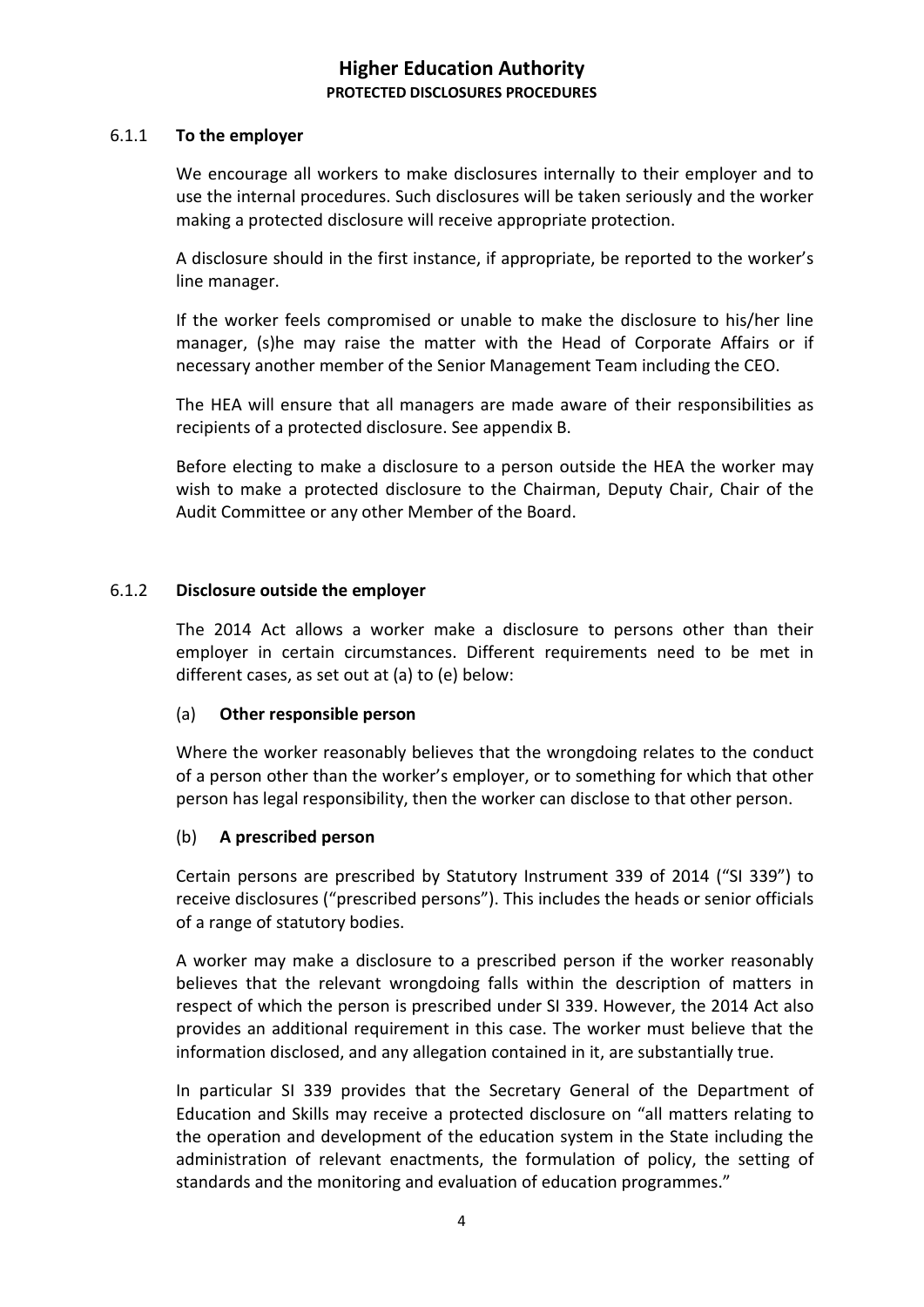#### 6.1.1 **To the employer**

We encourage all workers to make disclosures internally to their employer and to use the internal procedures. Such disclosures will be taken seriously and the worker making a protected disclosure will receive appropriate protection.

A disclosure should in the first instance, if appropriate, be reported to the worker's line manager.

If the worker feels compromised or unable to make the disclosure to his/her line manager, (s)he may raise the matter with the Head of Corporate Affairs or if necessary another member of the Senior Management Team including the CEO.

The HEA will ensure that all managers are made aware of their responsibilities as recipients of a protected disclosure. See appendix B.

Before electing to make a disclosure to a person outside the HEA the worker may wish to make a protected disclosure to the Chairman, Deputy Chair, Chair of the Audit Committee or any other Member of the Board.

#### 6.1.2 **Disclosure outside the employer**

The 2014 Act allows a worker make a disclosure to persons other than their employer in certain circumstances. Different requirements need to be met in different cases, as set out at (a) to (e) below:

(a) **Other responsible person**

Where the worker reasonably believes that the wrongdoing relates to the conduct of a person other than the worker's employer, or to something for which that other person has legal responsibility, then the worker can disclose to that other person.

(b) **A prescribed person**

Certain persons are prescribed by Statutory Instrument 339 of 2014 ("SI 339") to receive disclosures ("prescribed persons"). This includes the heads or senior officials of a range of statutory bodies.

A worker may make a disclosure to a prescribed person if the worker reasonably believes that the relevant wrongdoing falls within the description of matters in respect of which the person is prescribed under SI 339. However, the 2014 Act also provides an additional requirement in this case. The worker must believe that the information disclosed, and any allegation contained in it, are substantially true.

In particular SI 339 provides that the Secretary General of the Department of Education and Skills may receive a protected disclosure on "all matters relating to the operation and development of the education system in the State including the administration of relevant enactments, the formulation of policy, the setting of standards and the monitoring and evaluation of education programmes."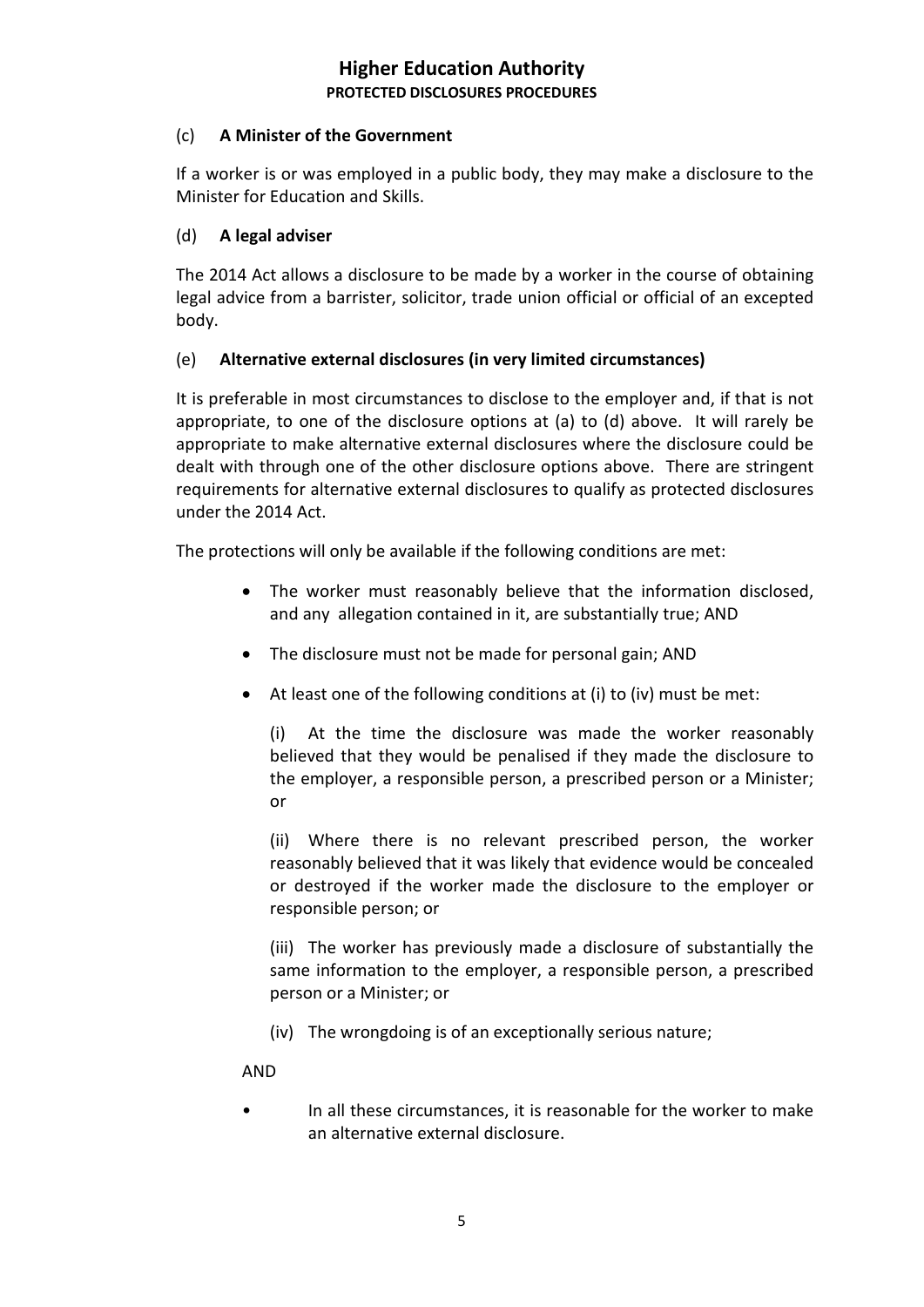### (c) A Minister of the Government

If a worker is or was employed in a public body, they may make a disclosure to the Minister for Education and Skills.

### (d) A legal adviser

The 2014 Act allows a disclosure to be made by a worker in the course of obtaining legal advice from a barrister, solicitor, trade union official or official of an excepted body.

### (e) Alternative external disclosures (in very limited circumstances)

It is preferable in most circumstances to disclose to the employer and, if that is not appropriate, to one of the disclosure options at (a) to (d) above. It will rarely be appropriate to make alternative external disclosures where the disclosure could be dealt with through one of the other disclosure options above. There are stringent requirements for alternative external disclosures to qualify as protected disclosures under the 2014 Act.

The protections will only be available if the following conditions are met:

- The worker must reasonably believe that the information disclosed, and any allegation contained in it, are substantially true; AND
- The disclosure must not be made for personal gain; AND
- At least one of the following conditions at (i) to (iv) must be met:

  (i) At the time the disclosure was made the worker reasonably believed that they would be penalised if they made the disclosure to the employer, a responsible person, a prescribed person or a Minister; or

  (ii) Where there is no relevant prescribed person, the worker reasonably believed that it was likely that evidence would be concealed or destroyed if the worker made the disclosure to the employer or responsible person; or

  (iii) The worker has previously made a disclosure of substantially the same information to the employer, a responsible person, a prescribed person or a Minister; or

  (iv) The wrongdoing is of an exceptionally serious nature;

AND

- In all these circumstances, it is reasonable for the worker to make an alternative external disclosure.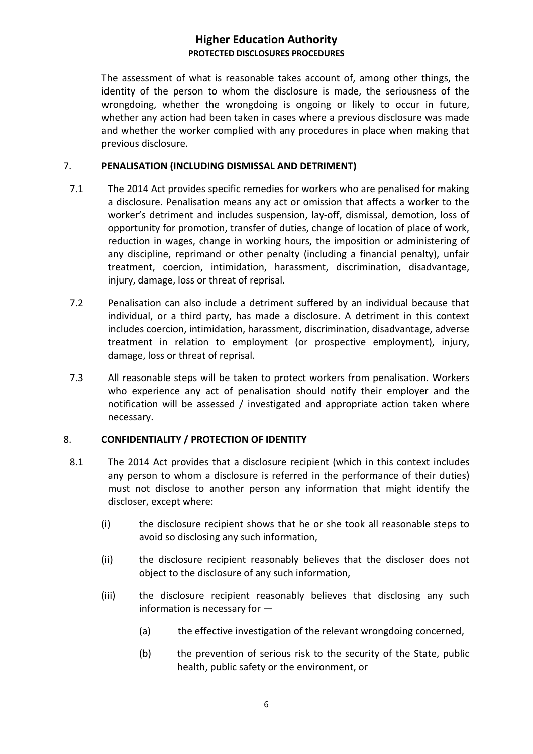The assessment of what is reasonable takes account of, among other things, the identity of the person to whom the disclosure is made, the seriousness of the wrongdoing, whether the wrongdoing is ongoing or likely to occur in future, whether any action had been taken in cases where a previous disclosure was made and whether the worker complied with any procedures in place when making that previous disclosure.

## 7. PENALISATION (INCLUDING DISMISSAL AND DETRIMENT)

7.1 The 2014 Act provides specific remedies for workers who are penalised for making a disclosure. Penalisation means any act or omission that affects a worker to the worker's detriment and includes suspension, lay-off, dismissal, demotion, loss of opportunity for promotion, transfer of duties, change of location of place of work, reduction in wages, change in working hours, the imposition or administering of any discipline, reprimand or other penalty (including a financial penalty), unfair treatment, coercion, intimidation, harassment, discrimination, disadvantage, injury, damage, loss or threat of reprisal.

7.2 Penalisation can also include a detriment suffered by an individual because that individual, or a third party, has made a disclosure. A detriment in this context includes coercion, intimidation, harassment, discrimination, disadvantage, adverse treatment in relation to employment (or prospective employment), injury, damage, loss or threat of reprisal.

7.3 All reasonable steps will be taken to protect workers from penalisation. Workers who experience any act of penalisation should notify their employer and the notification will be assessed / investigated and appropriate action taken where necessary.

## 8. CONFIDENTIALITY / PROTECTION OF IDENTITY

8.1 The 2014 Act provides that a disclosure recipient (which in this context includes any person to whom a disclosure is referred in the performance of their duties) must not disclose to another person any information that might identify the discloser, except where:

(i) the disclosure recipient shows that he or she took all reasonable steps to avoid so disclosing any such information,

(ii) the disclosure recipient reasonably believes that the discloser does not object to the disclosure of any such information,

(iii) the disclosure recipient reasonably believes that disclosing any such information is necessary for —

(a) the effective investigation of the relevant wrongdoing concerned,

(b) the prevention of serious risk to the security of the State, public health, public safety or the environment, or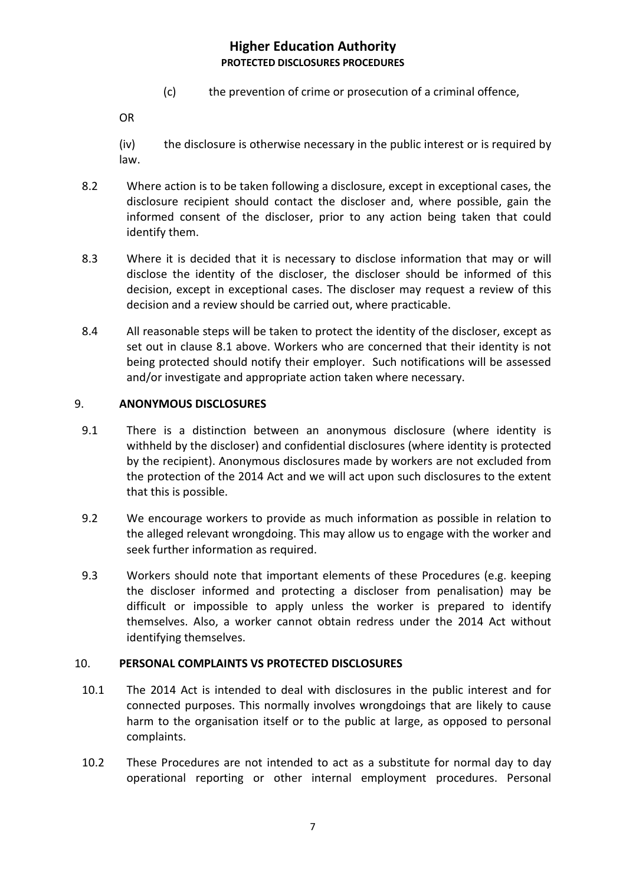(c) the prevention of crime or prosecution of a criminal offence,

OR

(iv) the disclosure is otherwise necessary in the public interest or is required by law.

8.2 Where action is to be taken following a disclosure, except in exceptional cases, the disclosure recipient should contact the discloser and, where possible, gain the informed consent of the discloser, prior to any action being taken that could identify them.

8.3 Where it is decided that it is necessary to disclose information that may or will disclose the identity of the discloser, the discloser should be informed of this decision, except in exceptional cases. The discloser may request a review of this decision and a review should be carried out, where practicable.

8.4 All reasonable steps will be taken to protect the identity of the discloser, except as set out in clause 8.1 above. Workers who are concerned that their identity is not being protected should notify their employer. Such notifications will be assessed and/or investigate and appropriate action taken where necessary.

## 9. ANONYMOUS DISCLOSURES

9.1 There is a distinction between an anonymous disclosure (where identity is withheld by the discloser) and confidential disclosures (where identity is protected by the recipient). Anonymous disclosures made by workers are not excluded from the protection of the 2014 Act and we will act upon such disclosures to the extent that this is possible.

9.2 We encourage workers to provide as much information as possible in relation to the alleged relevant wrongdoing. This may allow us to engage with the worker and seek further information as required.

9.3 Workers should note that important elements of these Procedures (e.g. keeping the discloser informed and protecting a discloser from penalisation) may be difficult or impossible to apply unless the worker is prepared to identify themselves. Also, a worker cannot obtain redress under the 2014 Act without identifying themselves.

## 10. PERSONAL COMPLAINTS VS PROTECTED DISCLOSURES

10.1 The 2014 Act is intended to deal with disclosures in the public interest and for connected purposes. This normally involves wrongdoings that are likely to cause harm to the organisation itself or to the public at large, as opposed to personal complaints.

10.2 These Procedures are not intended to act as a substitute for normal day to day operational reporting or other internal employment procedures. Personal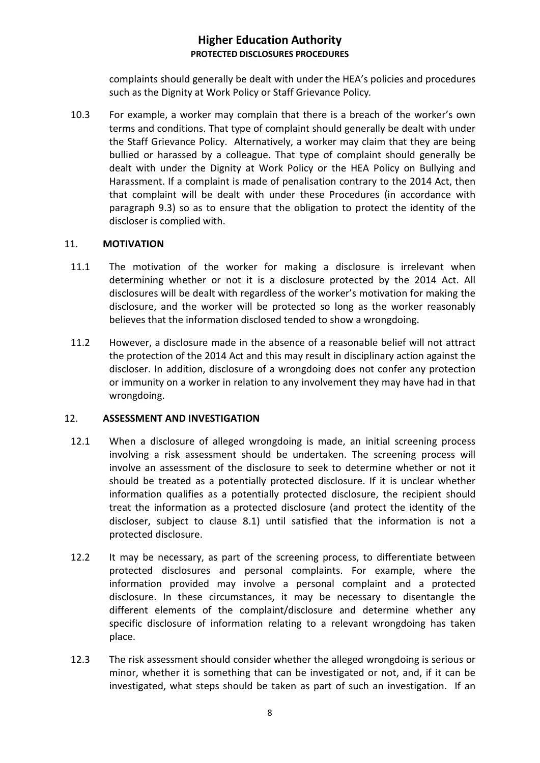complaints should generally be dealt with under the HEA's policies and procedures such as the Dignity at Work Policy or Staff Grievance Policy.

10.3 For example, a worker may complain that there is a breach of the worker's own terms and conditions. That type of complaint should generally be dealt with under the Staff Grievance Policy. Alternatively, a worker may claim that they are being bullied or harassed by a colleague. That type of complaint should generally be dealt with under the Dignity at Work Policy or the HEA Policy on Bullying and Harassment. If a complaint is made of penalisation contrary to the 2014 Act, then that complaint will be dealt with under these Procedures (in accordance with paragraph 9.3) so as to ensure that the obligation to protect the identity of the discloser is complied with.

## 11. MOTIVATION

11.1 The motivation of the worker for making a disclosure is irrelevant when determining whether or not it is a disclosure protected by the 2014 Act. All disclosures will be dealt with regardless of the worker's motivation for making the disclosure, and the worker will be protected so long as the worker reasonably believes that the information disclosed tended to show a wrongdoing.

11.2 However, a disclosure made in the absence of a reasonable belief will not attract the protection of the 2014 Act and this may result in disciplinary action against the discloser. In addition, disclosure of a wrongdoing does not confer any protection or immunity on a worker in relation to any involvement they may have had in that wrongdoing.

## 12. ASSESSMENT AND INVESTIGATION

12.1 When a disclosure of alleged wrongdoing is made, an initial screening process involving a risk assessment should be undertaken. The screening process will involve an assessment of the disclosure to seek to determine whether or not it should be treated as a potentially protected disclosure. If it is unclear whether information qualifies as a potentially protected disclosure, the recipient should treat the information as a protected disclosure (and protect the identity of the discloser, subject to clause 8.1) until satisfied that the information is not a protected disclosure.

12.2 It may be necessary, as part of the screening process, to differentiate between protected disclosures and personal complaints. For example, where the information provided may involve a personal complaint and a protected disclosure. In these circumstances, it may be necessary to disentangle the different elements of the complaint/disclosure and determine whether any specific disclosure of information relating to a relevant wrongdoing has taken place.

12.3 The risk assessment should consider whether the alleged wrongdoing is serious or minor, whether it is something that can be investigated or not, and, if it can be investigated, what steps should be taken as part of such an investigation. If an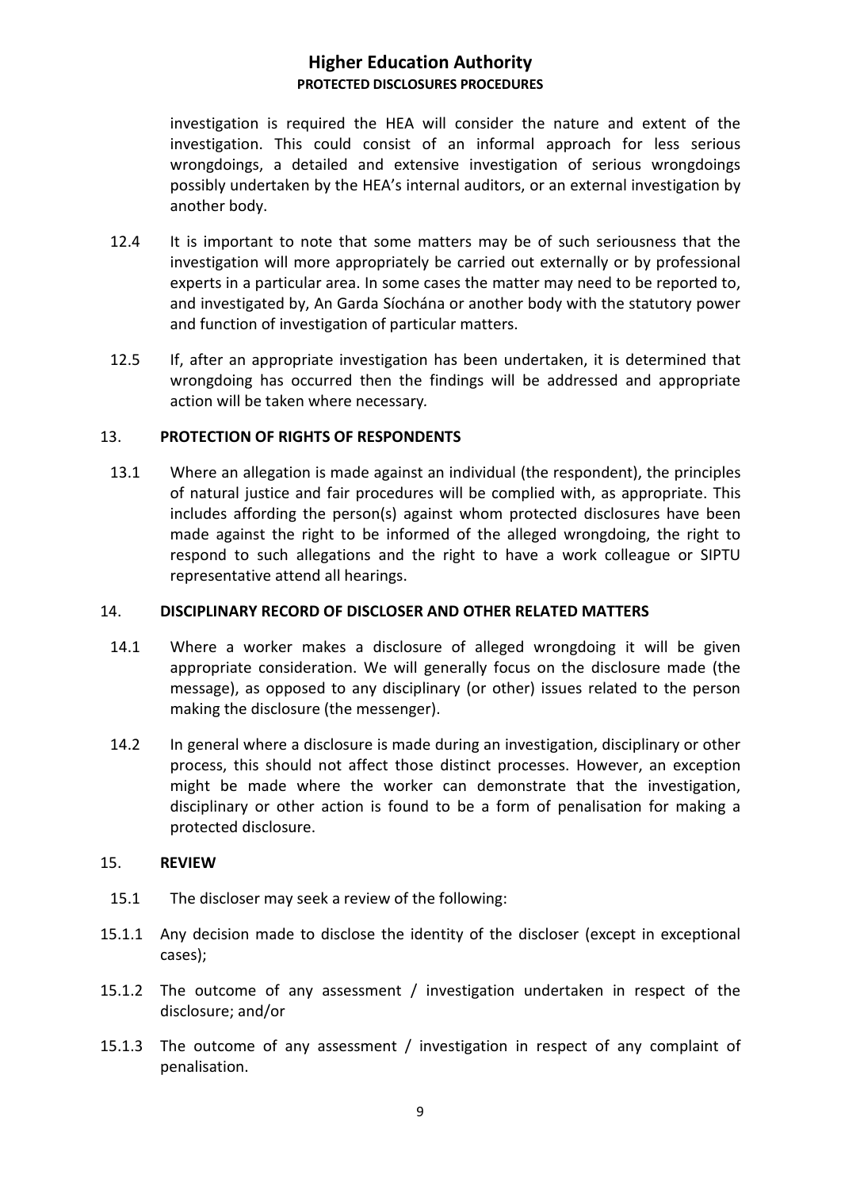investigation is required the HEA will consider the nature and extent of the investigation. This could consist of an informal approach for less serious wrongdoings, a detailed and extensive investigation of serious wrongdoings possibly undertaken by the HEA's internal auditors, or an external investigation by another body.

12.4 It is important to note that some matters may be of such seriousness that the investigation will more appropriately be carried out externally or by professional experts in a particular area. In some cases the matter may need to be reported to, and investigated by, An Garda Síochána or another body with the statutory power and function of investigation of particular matters.

12.5 If, after an appropriate investigation has been undertaken, it is determined that wrongdoing has occurred then the findings will be addressed and appropriate action will be taken where necessary.

## 13. PROTECTION OF RIGHTS OF RESPONDENTS

13.1 Where an allegation is made against an individual (the respondent), the principles of natural justice and fair procedures will be complied with, as appropriate. This includes affording the person(s) against whom protected disclosures have been made against the right to be informed of the alleged wrongdoing, the right to respond to such allegations and the right to have a work colleague or SIPTU representative attend all hearings.

## 14. DISCIPLINARY RECORD OF DISCLOSER AND OTHER RELATED MATTERS

14.1 Where a worker makes a disclosure of alleged wrongdoing it will be given appropriate consideration. We will generally focus on the disclosure made (the message), as opposed to any disciplinary (or other) issues related to the person making the disclosure (the messenger).

14.2 In general where a disclosure is made during an investigation, disciplinary or other process, this should not affect those distinct processes. However, an exception might be made where the worker can demonstrate that the investigation, disciplinary or other action is found to be a form of penalisation for making a protected disclosure.

## 15. REVIEW

15.1 The discloser may seek a review of the following:

15.1.1 Any decision made to disclose the identity of the discloser (except in exceptional cases);

15.1.2 The outcome of any assessment / investigation undertaken in respect of the disclosure; and/or

15.1.3 The outcome of any assessment / investigation in respect of any complaint of penalisation.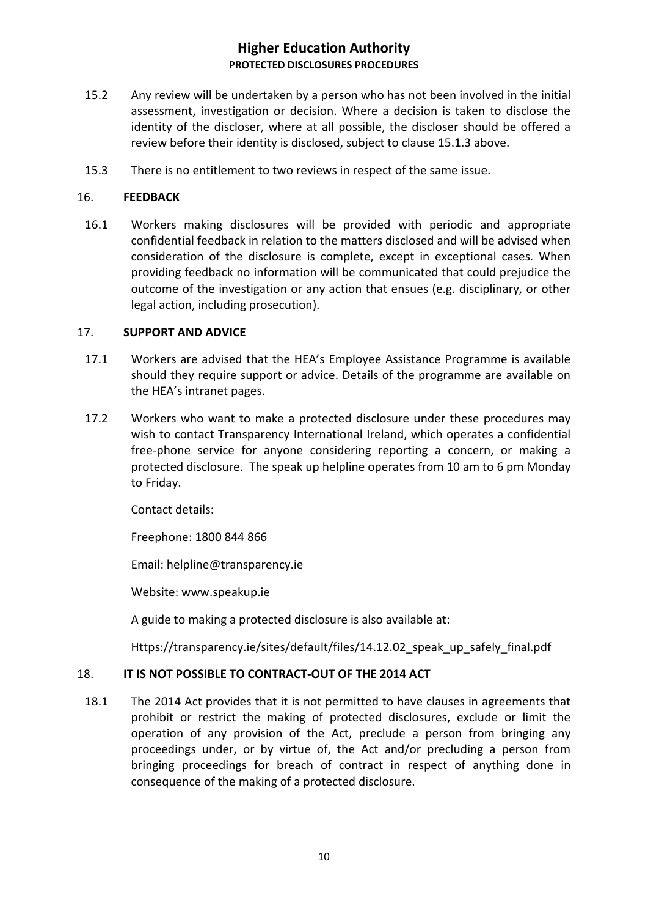15.2 Any review will be undertaken by a person who has not been involved in the initial assessment, investigation or decision. Where a decision is taken to disclose the identity of the discloser, where at all possible, the discloser should be offered a review before their identity is disclosed, subject to clause 15.1.3 above.

15.3 There is no entitlement to two reviews in respect of the same issue.

## 16. FEEDBACK

16.1 Workers making disclosures will be provided with periodic and appropriate confidential feedback in relation to the matters disclosed and will be advised when consideration of the disclosure is complete, except in exceptional cases. When providing feedback no information will be communicated that could prejudice the outcome of the investigation or any action that ensues (e.g. disciplinary, or other legal action, including prosecution).

## 17. SUPPORT AND ADVICE

17.1 Workers are advised that the HEA's Employee Assistance Programme is available should they require support or advice. Details of the programme are available on the HEA's intranet pages.

17.2 Workers who want to make a protected disclosure under these procedures may wish to contact Transparency International Ireland, which operates a confidential free-phone service for anyone considering reporting a concern, or making a protected disclosure. The speak up helpline operates from 10 am to 6 pm Monday to Friday.

Contact details:

Freephone: 1800 844 866

Email: helpline@transparency.ie

Website: www.speakup.ie

A guide to making a protected disclosure is also available at:

Https://transparency.ie/sites/default/files/14.12.02_speak_up_safely_final.pdf

## 18. IT IS NOT POSSIBLE TO CONTRACT-OUT OF THE 2014 ACT

18.1 The 2014 Act provides that it is not permitted to have clauses in agreements that prohibit or restrict the making of protected disclosures, exclude or limit the operation of any provision of the Act, preclude a person from bringing any proceedings under, or by virtue of, the Act and/or precluding a person from bringing proceedings for breach of contract in respect of anything done in consequence of the making of a protected disclosure.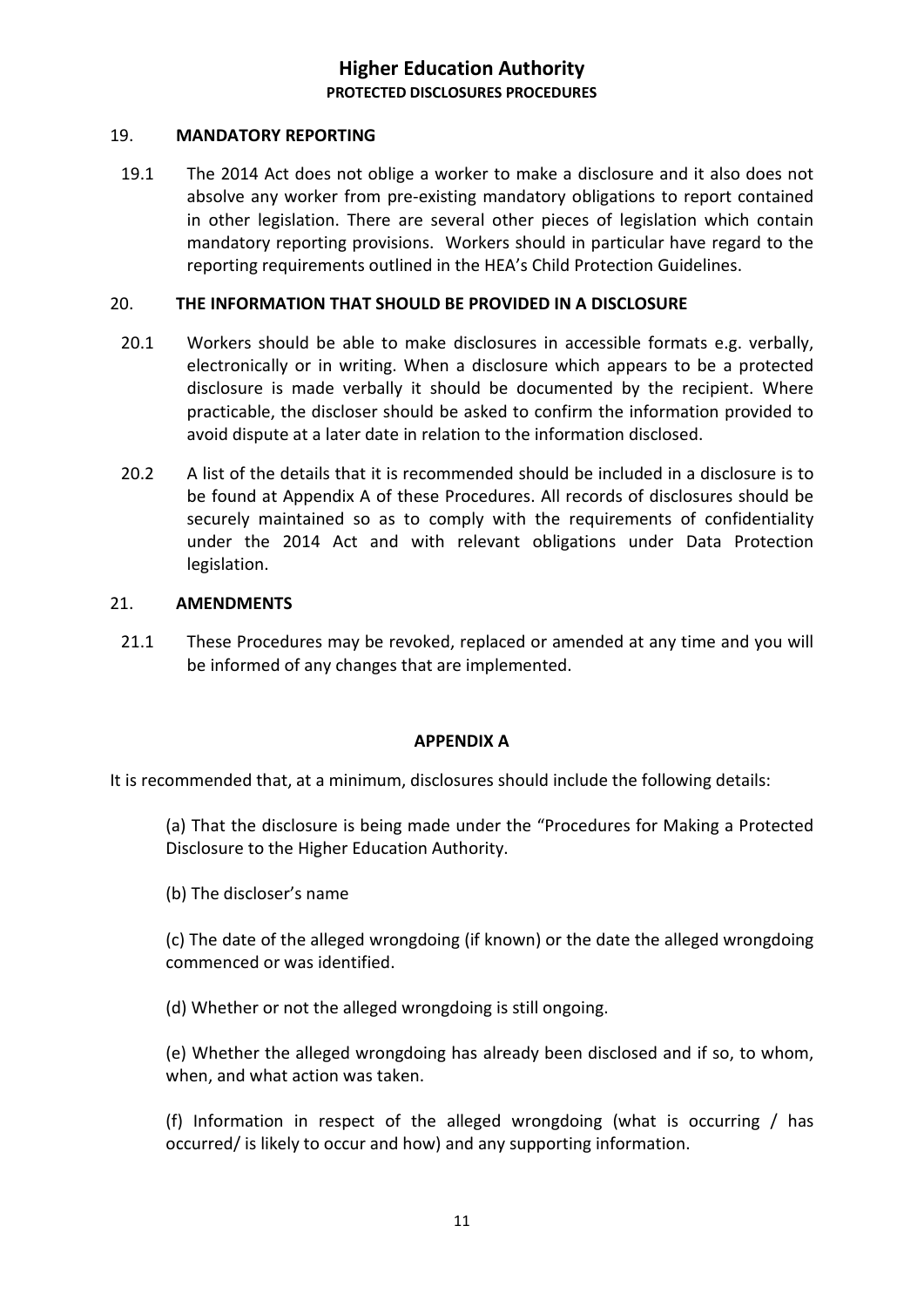## 19. MANDATORY REPORTING

19.1 The 2014 Act does not oblige a worker to make a disclosure and it also does not absolve any worker from pre-existing mandatory obligations to report contained in other legislation. There are several other pieces of legislation which contain mandatory reporting provisions. Workers should in particular have regard to the reporting requirements outlined in the HEA's Child Protection Guidelines.

## 20. THE INFORMATION THAT SHOULD BE PROVIDED IN A DISCLOSURE

20.1 Workers should be able to make disclosures in accessible formats e.g. verbally, electronically or in writing. When a disclosure which appears to be a protected disclosure is made verbally it should be documented by the recipient. Where practicable, the discloser should be asked to confirm the information provided to avoid dispute at a later date in relation to the information disclosed.

20.2 A list of the details that it is recommended should be included in a disclosure is to be found at Appendix A of these Procedures. All records of disclosures should be securely maintained so as to comply with the requirements of confidentiality under the 2014 Act and with relevant obligations under Data Protection legislation.

## 21. AMENDMENTS

21.1 These Procedures may be revoked, replaced or amended at any time and you will be informed of any changes that are implemented.

## APPENDIX A

It is recommended that, at a minimum, disclosures should include the following details:

(a) That the disclosure is being made under the "Procedures for Making a Protected Disclosure to the Higher Education Authority.

(b) The discloser's name

(c) The date of the alleged wrongdoing (if known) or the date the alleged wrongdoing commenced or was identified.

(d) Whether or not the alleged wrongdoing is still ongoing.

(e) Whether the alleged wrongdoing has already been disclosed and if so, to whom, when, and what action was taken.

(f) Information in respect of the alleged wrongdoing (what is occurring / has occurred/ is likely to occur and how) and any supporting information.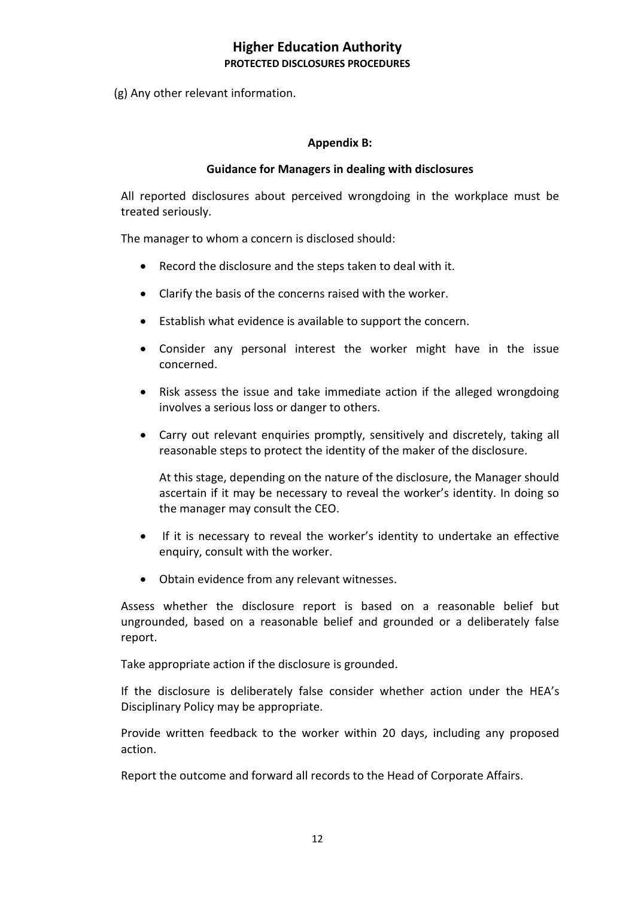(g) Any other relevant information.

## Appendix B:

### Guidance for Managers in dealing with disclosures

All reported disclosures about perceived wrongdoing in the workplace must be treated seriously.

The manager to whom a concern is disclosed should:

- Record the disclosure and the steps taken to deal with it.
- Clarify the basis of the concerns raised with the worker.
- Establish what evidence is available to support the concern.
- Consider any personal interest the worker might have in the issue concerned.
- Risk assess the issue and take immediate action if the alleged wrongdoing involves a serious loss or danger to others.
- Carry out relevant enquiries promptly, sensitively and discretely, taking all reasonable steps to protect the identity of the maker of the disclosure.

  At this stage, depending on the nature of the disclosure, the Manager should ascertain if it may be necessary to reveal the worker's identity. In doing so the manager may consult the CEO.

- If it is necessary to reveal the worker's identity to undertake an effective enquiry, consult with the worker.
- Obtain evidence from any relevant witnesses.

Assess whether the disclosure report is based on a reasonable belief but ungrounded, based on a reasonable belief and grounded or a deliberately false report.

Take appropriate action if the disclosure is grounded.

If the disclosure is deliberately false consider whether action under the HEA's Disciplinary Policy may be appropriate.

Provide written feedback to the worker within 20 days, including any proposed action.

Report the outcome and forward all records to the Head of Corporate Affairs.